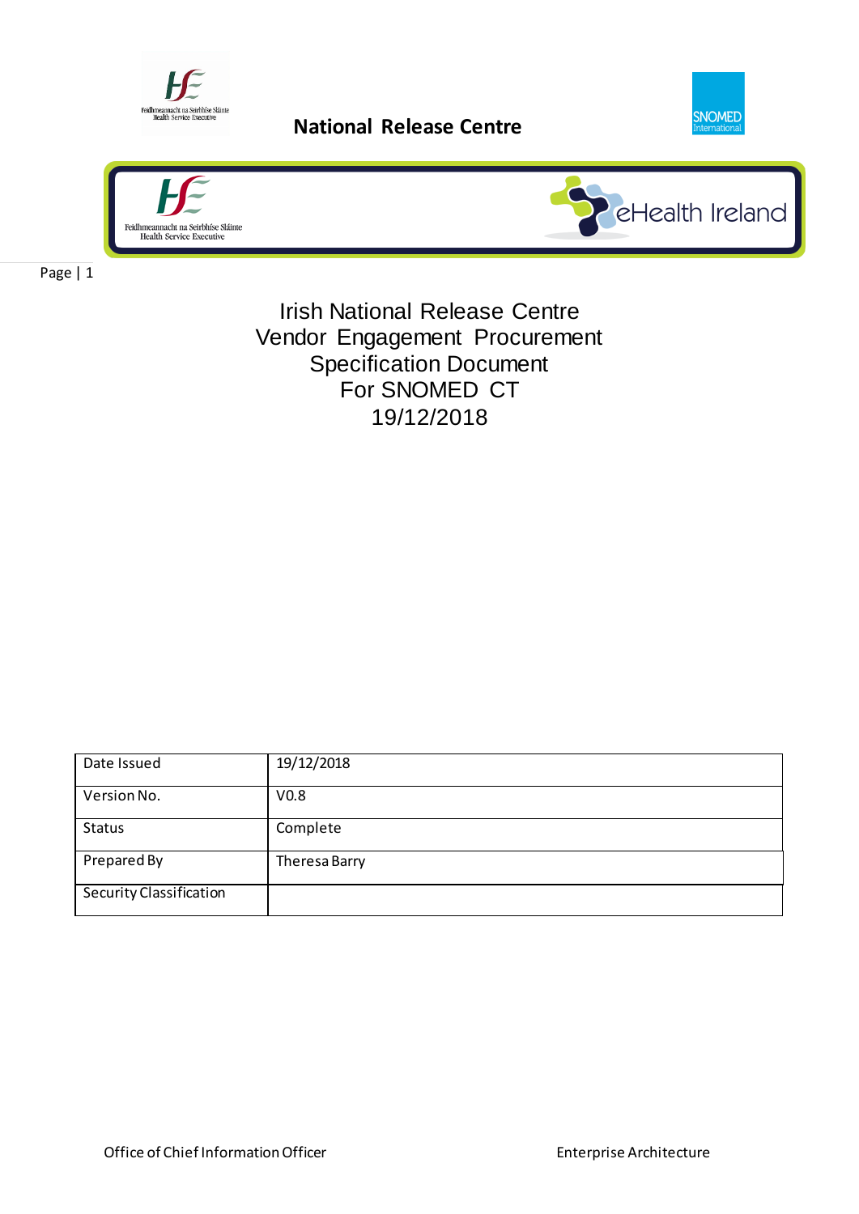National Release Centre

# Irish National Release Centre
# Vendor Engagement Procurement Specification Document
# For SNOMED CT
# 19/12/2018

| Date Issued | 19/12/2018 |
|---|---|
| Version No. | V0.8 |
| Status | Complete |
| Prepared By | Theresa Barry |
| Security Classification | |

Office of Chief Information Officer

Enterprise Architecture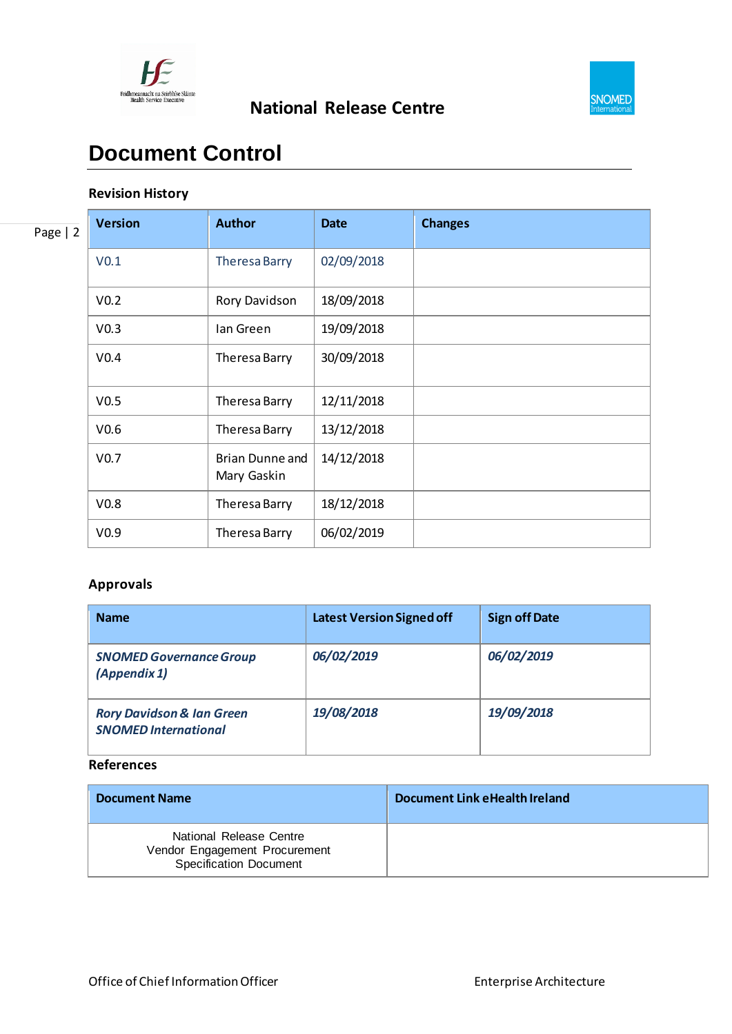# Document Control

### Revision History

| Version | Author | Date | Changes |
|---|---|---|---|
| V0.1 | Theresa Barry | 02/09/2018 | |
| V0.2 | Rory Davidson | 18/09/2018 | |
| V0.3 | Ian Green | 19/09/2018 | |
| V0.4 | Theresa Barry | 30/09/2018 | |
| V0.5 | Theresa Barry | 12/11/2018 | |
| V0.6 | Theresa Barry | 13/12/2018 | |
| V0.7 | Brian Dunne and Mary Gaskin | 14/12/2018 | |
| V0.8 | Theresa Barry | 18/12/2018 | |
| V0.9 | Theresa Barry | 06/02/2019 | |

### Approvals

| Name | Latest Version Signed off | Sign off Date |
|---|---|---|
| ***SNOMED Governance Group (Appendix 1)*** | ***06/02/2019*** | ***06/02/2019*** |
| ***Rory Davidson & Ian Green SNOMED International*** | ***19/08/2018*** | ***19/09/2018*** |

### References

| Document Name | Document Link eHealth Ireland |
|---|---|
| National Release Centre Vendor Engagement Procurement Specification Document | |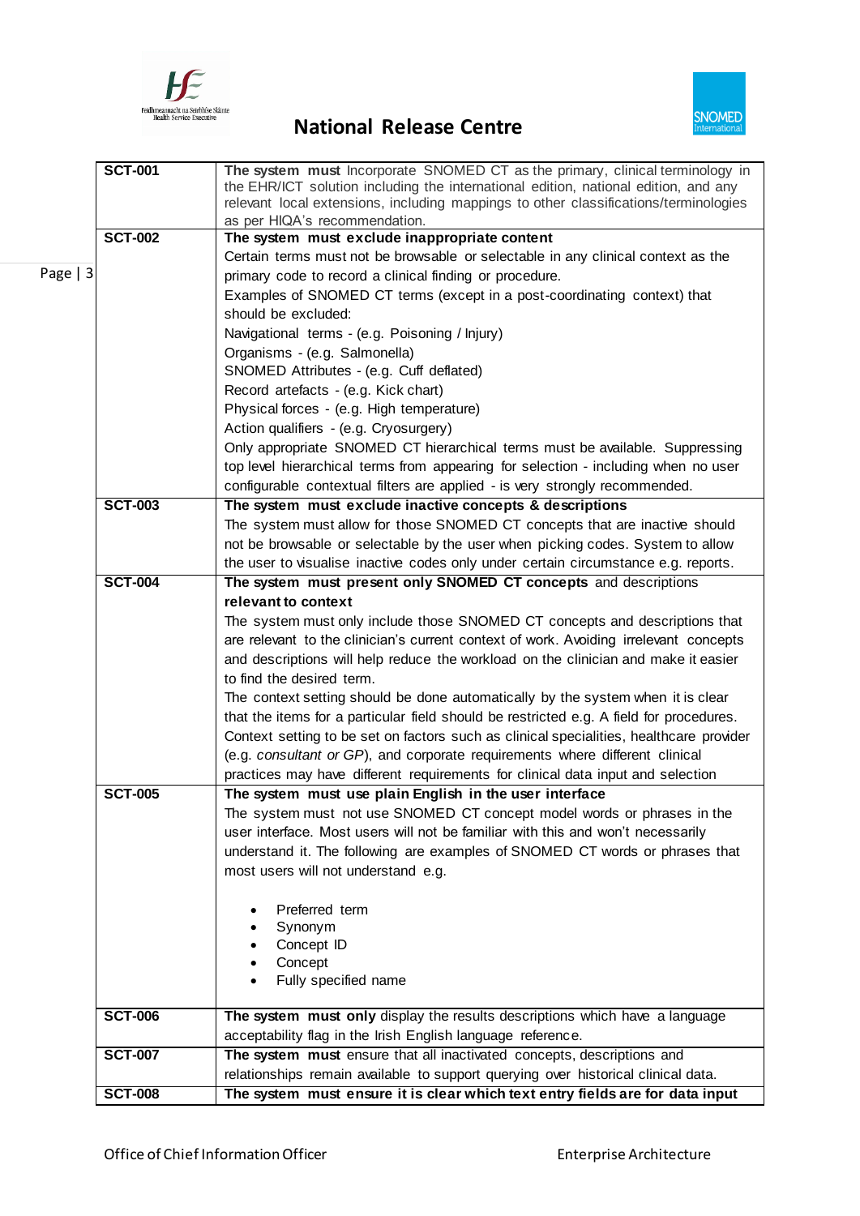| | |
|---|---|
| **SCT-001** | **The system must** Incorporate SNOMED CT as the primary, clinical terminology in the EHR/ICT solution including the international edition, national edition, and any relevant local extensions, including mappings to other classifications/terminologies as per HIQA's recommendation. |
| **SCT-002** | **The system must exclude inappropriate content**<br>Certain terms must not be browsable or selectable in any clinical context as the primary code to record a clinical finding or procedure.<br>Examples of SNOMED CT terms (except in a post-coordinating context) that should be excluded:<br>Navigational terms - (e.g. Poisoning / Injury)<br>Organisms - (e.g. Salmonella)<br>SNOMED Attributes - (e.g. Cuff deflated)<br>Record artefacts - (e.g. Kick chart)<br>Physical forces - (e.g. High temperature)<br>Action qualifiers - (e.g. Cryosurgery)<br>Only appropriate SNOMED CT hierarchical terms must be available. Suppressing top level hierarchical terms from appearing for selection - including when no user configurable contextual filters are applied - is very strongly recommended. |
| **SCT-003** | **The system must exclude inactive concepts & descriptions**<br>The system must allow for those SNOMED CT concepts that are inactive should not be browsable or selectable by the user when picking codes. System to allow the user to visualise inactive codes only under certain circumstance e.g. reports. |
| **SCT-004** | **The system must present only SNOMED CT concepts** and descriptions **relevant to context**<br>The system must only include those SNOMED CT concepts and descriptions that are relevant to the clinician's current context of work. Avoiding irrelevant concepts and descriptions will help reduce the workload on the clinician and make it easier to find the desired term.<br>The context setting should be done automatically by the system when it is clear that the items for a particular field should be restricted e.g. A field for procedures. Context setting to be set on factors such as clinical specialities, healthcare provider (e.g. *consultant or GP*), and corporate requirements where different clinical practices may have different requirements for clinical data input and selection |
| **SCT-005** | **The system must use plain English in the user interface**<br>The system must not use SNOMED CT concept model words or phrases in the user interface. Most users will not be familiar with this and won't necessarily understand it. The following are examples of SNOMED CT words or phrases that most users will not understand e.g.<br>• Preferred term<br>• Synonym<br>• Concept ID<br>• Concept<br>• Fully specified name |
| **SCT-006** | **The system must only** display the results descriptions which have a language acceptability flag in the Irish English language reference. |
| **SCT-007** | **The system must** ensure that all inactivated concepts, descriptions and relationships remain available to support querying over historical clinical data. |
| **SCT-008** | **The system must ensure it is clear which text entry fields are for data input** |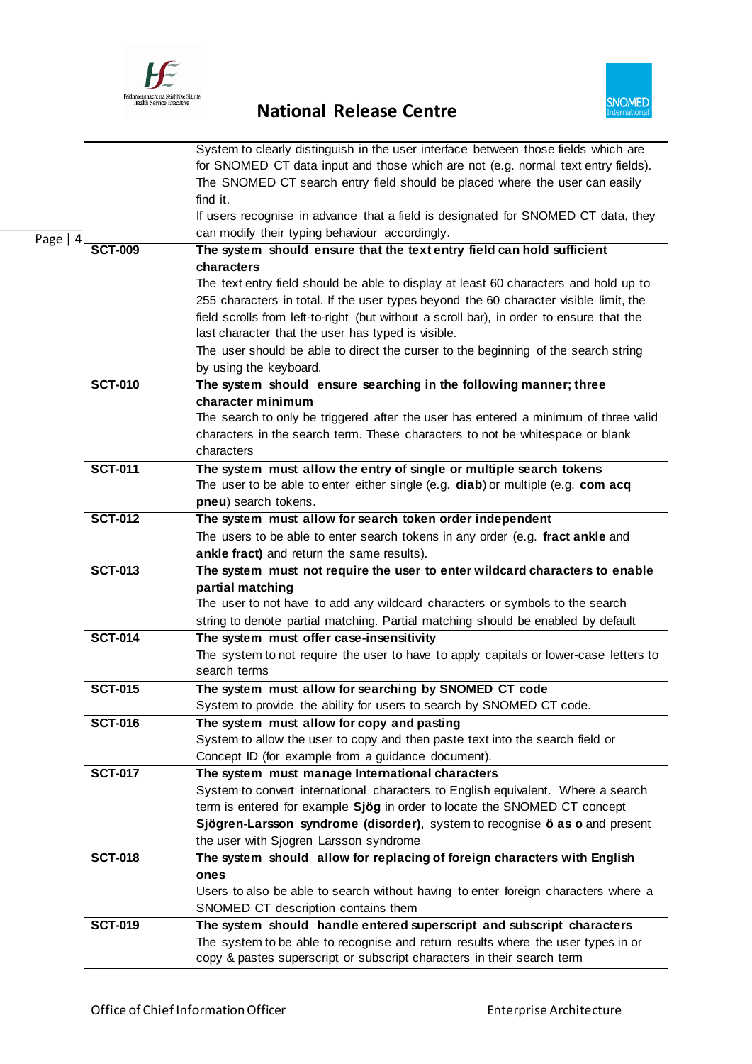| | |
|---|---|
| | System to clearly distinguish in the user interface between those fields which are for SNOMED CT data input and those which are not (e.g. normal text entry fields). The SNOMED CT search entry field should be placed where the user can easily find it.<br>If users recognise in advance that a field is designated for SNOMED CT data, they can modify their typing behaviour accordingly. |
| **SCT-009** | **The system should ensure that the text entry field can hold sufficient characters**<br>The text entry field should be able to display at least 60 characters and hold up to 255 characters in total. If the user types beyond the 60 character visible limit, the field scrolls from left-to-right (but without a scroll bar), in order to ensure that the last character that the user has typed is visible.<br>The user should be able to direct the curser to the beginning of the search string by using the keyboard. |
| **SCT-010** | **The system should ensure searching in the following manner; three character minimum**<br>The search to only be triggered after the user has entered a minimum of three valid characters in the search term. These characters to not be whitespace or blank characters |
| **SCT-011** | **The system must allow the entry of single or multiple search tokens**<br>The user to be able to enter either single (e.g. **diab**) or multiple (e.g. **com acq pneu**) search tokens. |
| **SCT-012** | **The system must allow for search token order independent**<br>The users to be able to enter search tokens in any order (e.g. **fract ankle** and **ankle fract)** and return the same results). |
| **SCT-013** | **The system must not require the user to enter wildcard characters to enable partial matching**<br>The user to not have to add any wildcard characters or symbols to the search string to denote partial matching. Partial matching should be enabled by default |
| **SCT-014** | **The system must offer case-insensitivity**<br>The system to not require the user to have to apply capitals or lower-case letters to search terms |
| **SCT-015** | **The system must allow for searching by SNOMED CT code**<br>System to provide the ability for users to search by SNOMED CT code. |
| **SCT-016** | **The system must allow for copy and pasting**<br>System to allow the user to copy and then paste text into the search field or Concept ID (for example from a guidance document). |
| **SCT-017** | **The system must manage International characters**<br>System to convert international characters to English equivalent. Where a search term is entered for example **Sjög** in order to locate the SNOMED CT concept **Sjögren-Larsson syndrome (disorder)**, system to recognise **ö as o** and present the user with Sjogren Larsson syndrome |
| **SCT-018** | **The system should allow for replacing of foreign characters with English ones**<br>Users to also be able to search without having to enter foreign characters where a SNOMED CT description contains them |
| **SCT-019** | **The system should handle entered superscript and subscript characters**<br>The system to be able to recognise and return results where the user types in or copy & pastes superscript or subscript characters in their search term |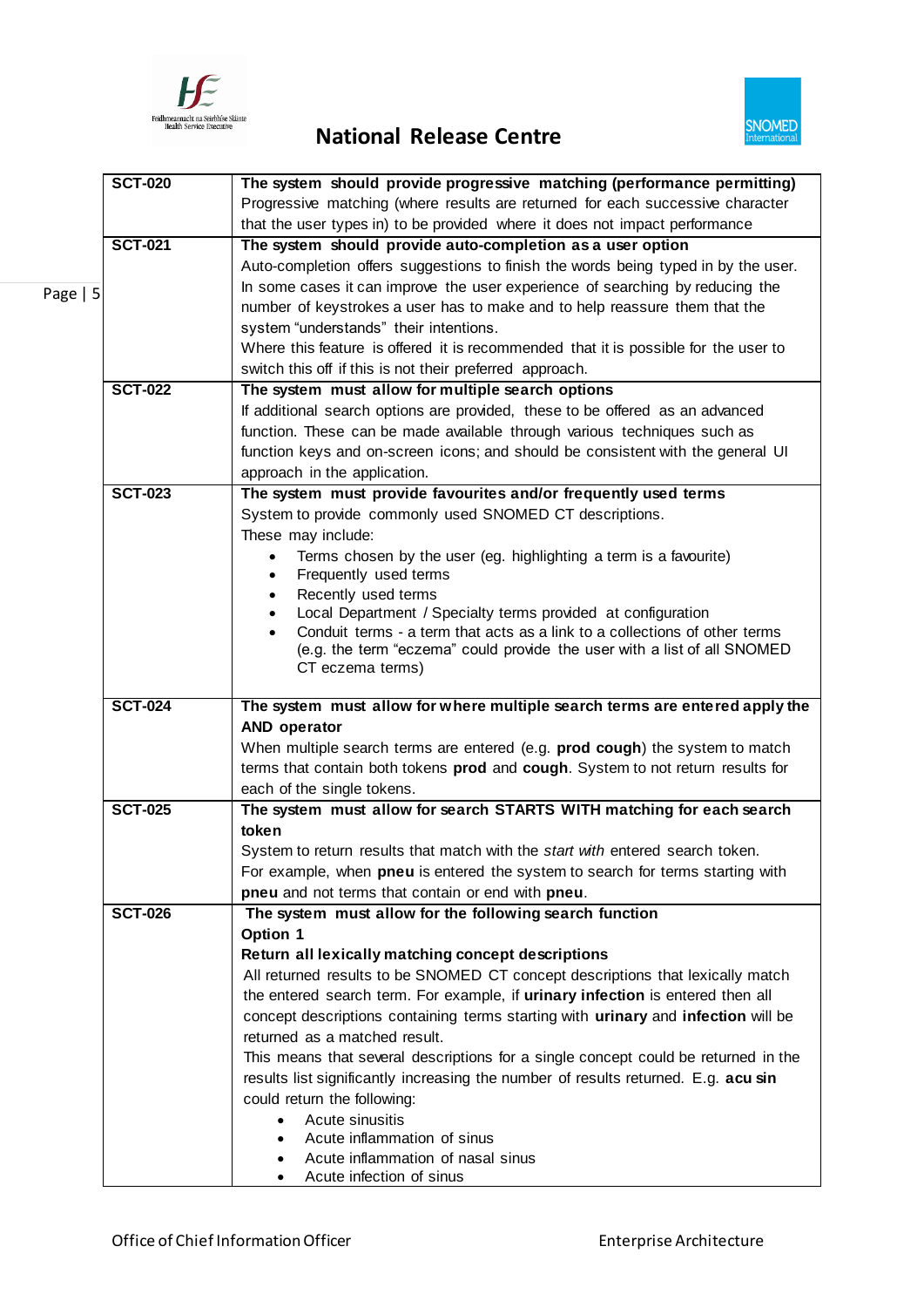| | |
|---|---|
| **SCT-020** | **The system should provide progressive matching (performance permitting)**<br>Progressive matching (where results are returned for each successive character that the user types in) to be provided where it does not impact performance |
| **SCT-021** | **The system should provide auto-completion as a user option**<br>Auto-completion offers suggestions to finish the words being typed in by the user. In some cases it can improve the user experience of searching by reducing the number of keystrokes a user has to make and to help reassure them that the system "understands" their intentions.<br>Where this feature is offered it is recommended that it is possible for the user to switch this off if this is not their preferred approach. |
| **SCT-022** | **The system must allow for multiple search options**<br>If additional search options are provided, these to be offered as an advanced function. These can be made available through various techniques such as function keys and on-screen icons; and should be consistent with the general UI approach in the application. |
| **SCT-023** | **The system must provide favourites and/or frequently used terms**<br>System to provide commonly used SNOMED CT descriptions.<br>These may include:<br>• Terms chosen by the user (eg. highlighting a term is a favourite)<br>• Frequently used terms<br>• Recently used terms<br>• Local Department / Specialty terms provided at configuration<br>• Conduit terms - a term that acts as a link to a collections of other terms (e.g. the term "eczema" could provide the user with a list of all SNOMED CT eczema terms) |
| **SCT-024** | **The system must allow for where multiple search terms are entered apply the AND operator**<br>When multiple search terms are entered (e.g. **prod cough**) the system to match terms that contain both tokens **prod** and **cough**. System to not return results for each of the single tokens. |
| **SCT-025** | **The system must allow for search STARTS WITH matching for each search token**<br>System to return results that match with the *start with* entered search token.<br>For example, when **pneu** is entered the system to search for terms starting with **pneu** and not terms that contain or end with **pneu**. |
| **SCT-026** | **The system must allow for the following search function**<br>**Option 1**<br>**Return all lexically matching concept descriptions**<br>All returned results to be SNOMED CT concept descriptions that lexically match the entered search term. For example, if **urinary infection** is entered then all concept descriptions containing terms starting with **urinary** and **infection** will be returned as a matched result.<br>This means that several descriptions for a single concept could be returned in the results list significantly increasing the number of results returned. E.g. **acu sin** could return the following:<br>• Acute sinusitis<br>• Acute inflammation of sinus<br>• Acute inflammation of nasal sinus<br>• Acute infection of sinus |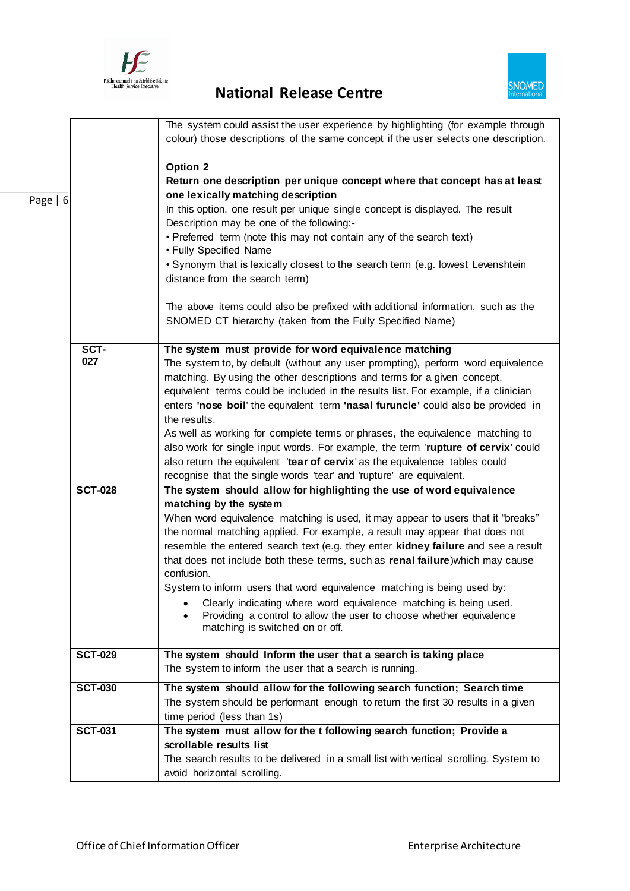| | |
|---|---|
| | The system could assist the user experience by highlighting (for example through colour) those descriptions of the same concept if the user selects one description.<br><br>**Option 2**<br>**Return one description per unique concept where that concept has at least one lexically matching description**<br>In this option, one result per unique single concept is displayed. The result Description may be one of the following:-<br>• Preferred term (note this may not contain any of the search text)<br>• Fully Specified Name<br>• Synonym that is lexically closest to the search term (e.g. lowest Levenshtein distance from the search term)<br><br>The above items could also be prefixed with additional information, such as the SNOMED CT hierarchy (taken from the Fully Specified Name) |
| **SCT-027** | **The system must provide for word equivalence matching**<br>The system to, by default (without any user prompting), perform word equivalence matching. By using the other descriptions and terms for a given concept, equivalent terms could be included in the results list. For example, if a clinician enters **'nose boil'** the equivalent term **'nasal furuncle'** could also be provided in the results.<br>As well as working for complete terms or phrases, the equivalence matching to also work for single input words. For example, the term '**rupture of cervix**' could also return the equivalent '**tear of cervix**' as the equivalence tables could recognise that the single words 'tear' and 'rupture' are equivalent. |
| **SCT-028** | **The system should allow for highlighting the use of word equivalence matching by the system**<br>When word equivalence matching is used, it may appear to users that it "breaks" the normal matching applied. For example, a result may appear that does not resemble the entered search text (e.g. they enter **kidney failure** and see a result that does not include both these terms, such as **renal failure**)which may cause confusion.<br>System to inform users that word equivalence matching is being used by:<br>• Clearly indicating where word equivalence matching is being used.<br>• Providing a control to allow the user to choose whether equivalence matching is switched on or off. |
| **SCT-029** | **The system should Inform the user that a search is taking place**<br>The system to inform the user that a search is running. |
| **SCT-030** | **The system should allow for the following search function; Search time**<br>The system should be performant enough to return the first 30 results in a given time period (less than 1s) |
| **SCT-031** | **The system must allow for the t following search function; Provide a scrollable results list**<br>The search results to be delivered in a small list with vertical scrolling. System to avoid horizontal scrolling. |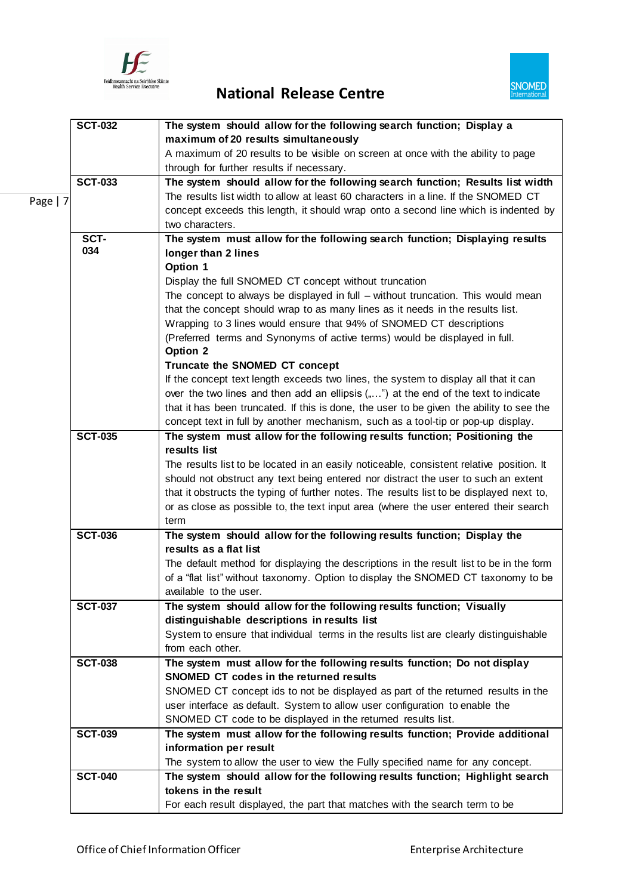| | |
|---|---|
| **SCT-032** | **The system should allow for the following search function; Display a maximum of 20 results simultaneously**<br>A maximum of 20 results to be visible on screen at once with the ability to page through for further results if necessary. |
| **SCT-033** | **The system should allow for the following search function; Results list width**<br>The results list width to allow at least 60 characters in a line. If the SNOMED CT concept exceeds this length, it should wrap onto a second line which is indented by two characters. |
| **SCT-034** | **The system must allow for the following search function; Displaying results longer than 2 lines**<br>**Option 1**<br>Display the full SNOMED CT concept without truncation<br>The concept to always be displayed in full – without truncation. This would mean that the concept should wrap to as many lines as it needs in the results list. Wrapping to 3 lines would ensure that 94% of SNOMED CT descriptions (Preferred terms and Synonyms of active terms) would be displayed in full.<br>**Option 2**<br>**Truncate the SNOMED CT concept**<br>If the concept text length exceeds two lines, the system to display all that it can over the two lines and then add an ellipsis („…") at the end of the text to indicate that it has been truncated. If this is done, the user to be given the ability to see the concept text in full by another mechanism, such as a tool-tip or pop-up display. |
| **SCT-035** | **The system must allow for the following results function; Positioning the results list**<br>The results list to be located in an easily noticeable, consistent relative position. It should not obstruct any text being entered nor distract the user to such an extent that it obstructs the typing of further notes. The results list to be displayed next to, or as close as possible to, the text input area (where the user entered their search term |
| **SCT-036** | **The system should allow for the following results function; Display the results as a flat list**<br>The default method for displaying the descriptions in the result list to be in the form of a "flat list" without taxonomy. Option to display the SNOMED CT taxonomy to be available to the user. |
| **SCT-037** | **The system should allow for the following results function; Visually distinguishable descriptions in results list**<br>System to ensure that individual terms in the results list are clearly distinguishable from each other. |
| **SCT-038** | **The system must allow for the following results function; Do not display SNOMED CT codes in the returned results**<br>SNOMED CT concept ids to not be displayed as part of the returned results in the user interface as default. System to allow user configuration to enable the SNOMED CT code to be displayed in the returned results list. |
| **SCT-039** | **The system must allow for the following results function; Provide additional information per result**<br>The system to allow the user to view the Fully specified name for any concept. |
| **SCT-040** | **The system should allow for the following results function; Highlight search tokens in the result**<br>For each result displayed, the part that matches with the search term to be |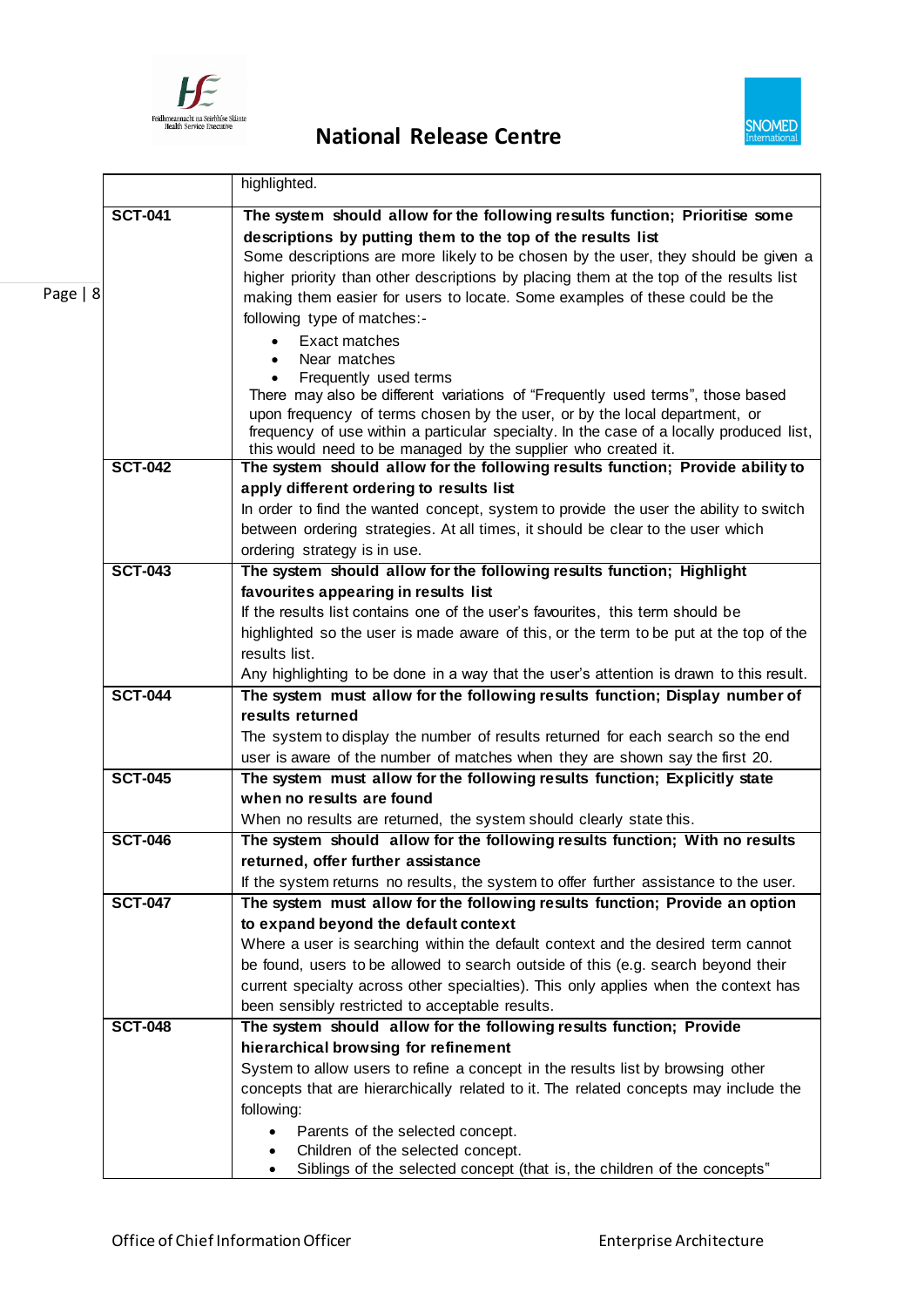| | |
|---|---|
| | highlighted. |
| **SCT-041** | **The system should allow for the following results function; Prioritise some descriptions by putting them to the top of the results list**<br>Some descriptions are more likely to be chosen by the user, they should be given a higher priority than other descriptions by placing them at the top of the results list making them easier for users to locate. Some examples of these could be the following type of matches:-<br>• Exact matches<br>• Near matches<br>• Frequently used terms<br>There may also be different variations of "Frequently used terms", those based upon frequency of terms chosen by the user, or by the local department, or frequency of use within a particular specialty. In the case of a locally produced list, this would need to be managed by the supplier who created it. |
| **SCT-042** | **The system should allow for the following results function; Provide ability to apply different ordering to results list**<br>In order to find the wanted concept, system to provide the user the ability to switch between ordering strategies. At all times, it should be clear to the user which ordering strategy is in use. |
| **SCT-043** | **The system should allow for the following results function; Highlight favourites appearing in results list**<br>If the results list contains one of the user's favourites, this term should be highlighted so the user is made aware of this, or the term to be put at the top of the results list.<br>Any highlighting to be done in a way that the user's attention is drawn to this result. |
| **SCT-044** | **The system must allow for the following results function; Display number of results returned**<br>The system to display the number of results returned for each search so the end user is aware of the number of matches when they are shown say the first 20. |
| **SCT-045** | **The system must allow for the following results function; Explicitly state when no results are found**<br>When no results are returned, the system should clearly state this. |
| **SCT-046** | **The system should allow for the following results function; With no results returned, offer further assistance**<br>If the system returns no results, the system to offer further assistance to the user. |
| **SCT-047** | **The system must allow for the following results function; Provide an option to expand beyond the default context**<br>Where a user is searching within the default context and the desired term cannot be found, users to be allowed to search outside of this (e.g. search beyond their current specialty across other specialties). This only applies when the context has been sensibly restricted to acceptable results. |
| **SCT-048** | **The system should allow for the following results function; Provide hierarchical browsing for refinement**<br>System to allow users to refine a concept in the results list by browsing other concepts that are hierarchically related to it. The related concepts may include the following:<br>• Parents of the selected concept.<br>• Children of the selected concept.<br>• Siblings of the selected concept (that is, the children of the concepts" |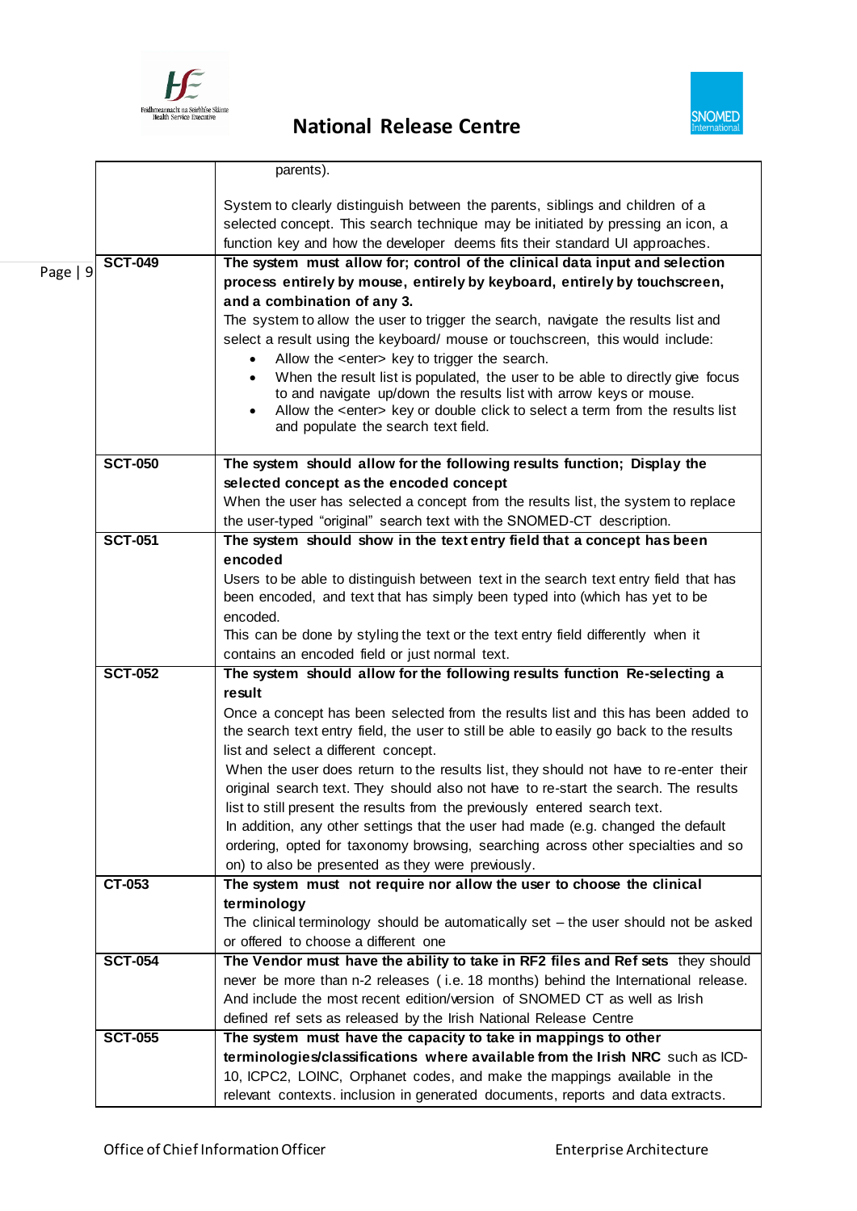| | |
|---|---|
| | parents).<br><br>System to clearly distinguish between the parents, siblings and children of a selected concept. This search technique may be initiated by pressing an icon, a function key and how the developer deems fits their standard UI approaches. |
| **SCT-049** | **The system must allow for; control of the clinical data input and selection process entirely by mouse, entirely by keyboard, entirely by touchscreen, and a combination of any 3.**<br>The system to allow the user to trigger the search, navigate the results list and select a result using the keyboard/ mouse or touchscreen, this would include:<br>• Allow the <enter> key to trigger the search.<br>• When the result list is populated, the user to be able to directly give focus to and navigate up/down the results list with arrow keys or mouse.<br>• Allow the <enter> key or double click to select a term from the results list and populate the search text field. |
| **SCT-050** | **The system should allow for the following results function; Display the selected concept as the encoded concept**<br>When the user has selected a concept from the results list, the system to replace the user-typed "original" search text with the SNOMED-CT description. |
| **SCT-051** | **The system should show in the text entry field that a concept has been encoded**<br>Users to be able to distinguish between text in the search text entry field that has been encoded, and text that has simply been typed into (which has yet to be encoded.<br>This can be done by styling the text or the text entry field differently when it contains an encoded field or just normal text. |
| **SCT-052** | **The system should allow for the following results function Re-selecting a result**<br>Once a concept has been selected from the results list and this has been added to the search text entry field, the user to still be able to easily go back to the results list and select a different concept.<br>When the user does return to the results list, they should not have to re-enter their original search text. They should also not have to re-start the search. The results list to still present the results from the previously entered search text.<br>In addition, any other settings that the user had made (e.g. changed the default ordering, opted for taxonomy browsing, searching across other specialties and so on) to also be presented as they were previously. |
| **CT-053** | **The system must not require nor allow the user to choose the clinical terminology**<br>The clinical terminology should be automatically set – the user should not be asked or offered to choose a different one |
| **SCT-054** | **The Vendor must have the ability to take in RF2 files and Ref sets** they should never be more than n-2 releases ( i.e. 18 months) behind the International release. And include the most recent edition/version of SNOMED CT as well as Irish defined ref sets as released by the Irish National Release Centre |
| **SCT-055** | **The system must have the capacity to take in mappings to other terminologies/classifications where available from the Irish NRC** such as ICD-10, ICPC2, LOINC, Orphanet codes, and make the mappings available in the relevant contexts. inclusion in generated documents, reports and data extracts. |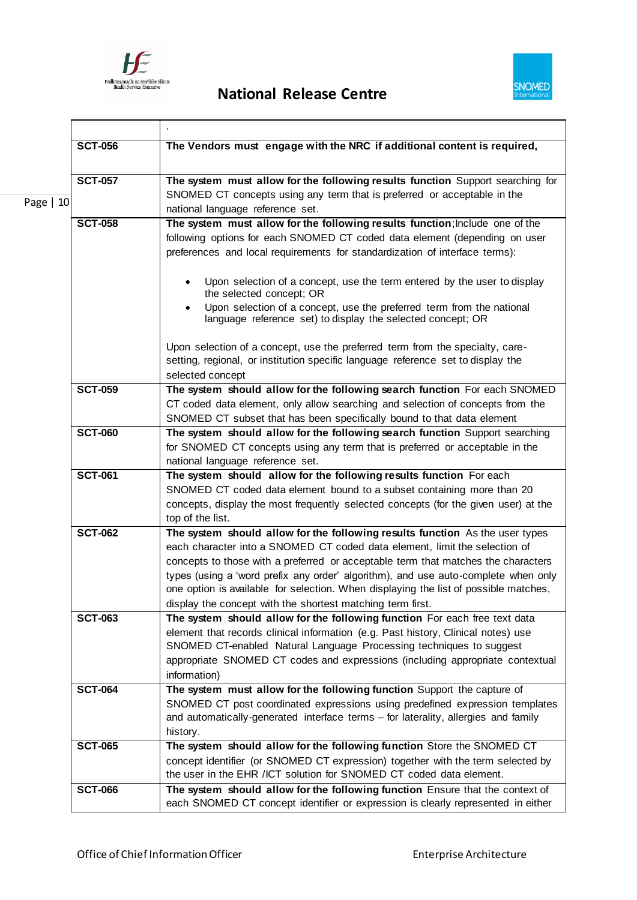| | . |
|---|---|
| **SCT-056** | **The Vendors must engage with the NRC if additional content is required,** |
| **SCT-057** | **The system must allow for the following results function** Support searching for SNOMED CT concepts using any term that is preferred or acceptable in the national language reference set. |
| **SCT-058** | **The system must allow for the following results function**;Include one of the following options for each SNOMED CT coded data element (depending on user preferences and local requirements for standardization of interface terms): <br><br> • Upon selection of a concept, use the term entered by the user to display the selected concept; OR <br> • Upon selection of a concept, use the preferred term from the national language reference set) to display the selected concept; OR <br><br> Upon selection of a concept, use the preferred term from the specialty, care-setting, regional, or institution specific language reference set to display the selected concept |
| **SCT-059** | **The system should allow for the following search function** For each SNOMED CT coded data element, only allow searching and selection of concepts from the SNOMED CT subset that has been specifically bound to that data element |
| **SCT-060** | **The system should allow for the following search function** Support searching for SNOMED CT concepts using any term that is preferred or acceptable in the national language reference set. |
| **SCT-061** | **The system should allow for the following results function** For each SNOMED CT coded data element bound to a subset containing more than 20 concepts, display the most frequently selected concepts (for the given user) at the top of the list. |
| **SCT-062** | **The system should allow for the following results function** As the user types each character into a SNOMED CT coded data element, limit the selection of concepts to those with a preferred or acceptable term that matches the characters types (using a 'word prefix any order' algorithm), and use auto-complete when only one option is available for selection. When displaying the list of possible matches, display the concept with the shortest matching term first. |
| **SCT-063** | **The system should allow for the following function** For each free text data element that records clinical information (e.g. Past history, Clinical notes) use SNOMED CT-enabled Natural Language Processing techniques to suggest appropriate SNOMED CT codes and expressions (including appropriate contextual information) |
| **SCT-064** | **The system must allow for the following function** Support the capture of SNOMED CT post coordinated expressions using predefined expression templates and automatically-generated interface terms – for laterality, allergies and family history. |
| **SCT-065** | **The system should allow for the following function** Store the SNOMED CT concept identifier (or SNOMED CT expression) together with the term selected by the user in the EHR /ICT solution for SNOMED CT coded data element. |
| **SCT-066** | **The system should allow for the following function** Ensure that the context of each SNOMED CT concept identifier or expression is clearly represented in either |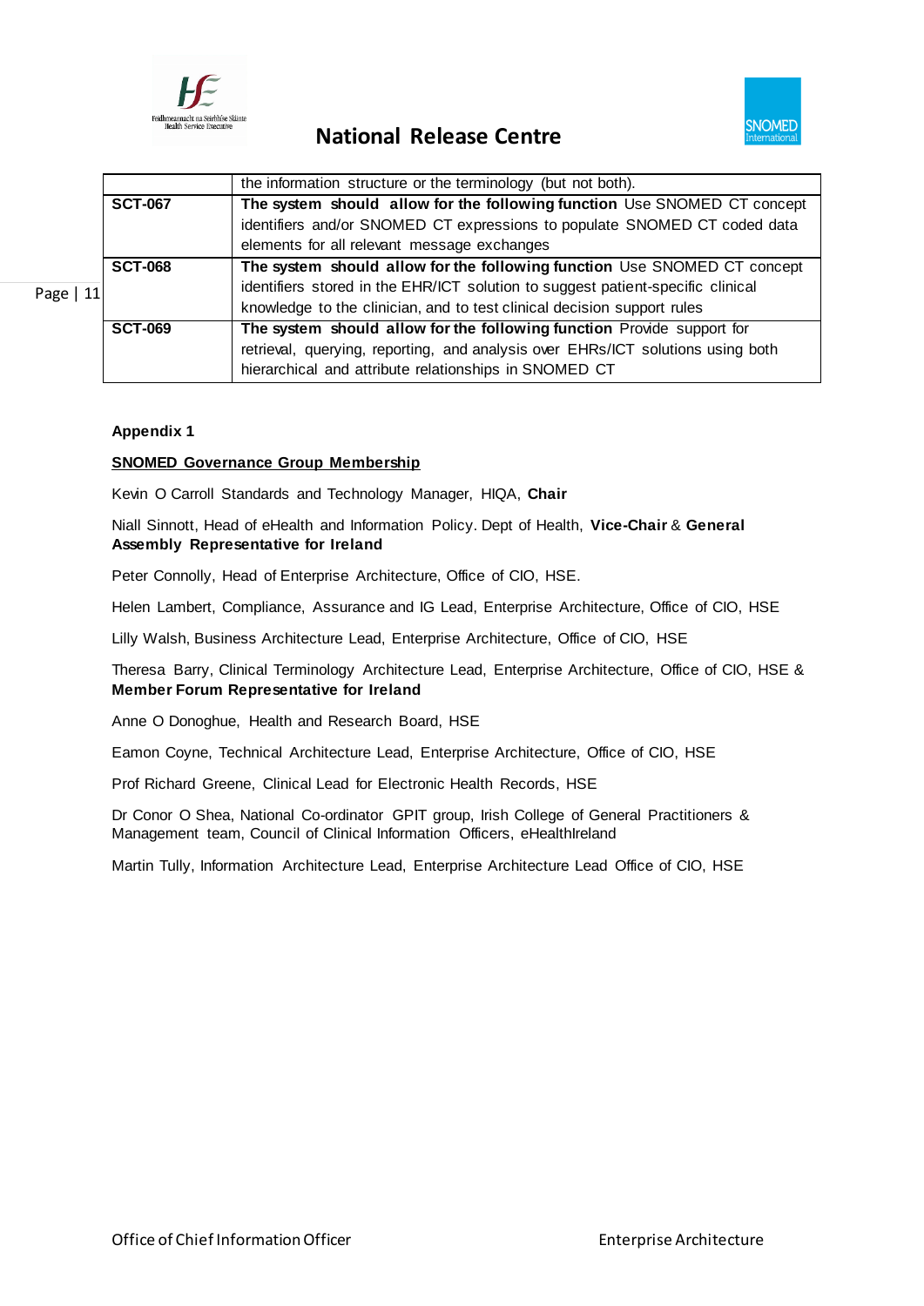| | |
|---|---|
| | the information structure or the terminology (but not both). |
| **SCT-067** | **The system should allow for the following function** Use SNOMED CT concept identifiers and/or SNOMED CT expressions to populate SNOMED CT coded data elements for all relevant message exchanges |
| **SCT-068** | **The system should allow for the following function** Use SNOMED CT concept identifiers stored in the EHR/ICT solution to suggest patient-specific clinical knowledge to the clinician, and to test clinical decision support rules |
| **SCT-069** | **The system should allow for the following function** Provide support for retrieval, querying, reporting, and analysis over EHRs/ICT solutions using both hierarchical and attribute relationships in SNOMED CT |

**Appendix 1**

**SNOMED Governance Group Membership**

Kevin O Carroll Standards and Technology Manager, HIQA, **Chair**

Niall Sinnott, Head of eHealth and Information Policy. Dept of Health, **Vice-Chair** & **General Assembly Representative for Ireland**

Peter Connolly, Head of Enterprise Architecture, Office of CIO, HSE.

Helen Lambert, Compliance, Assurance and IG Lead, Enterprise Architecture, Office of CIO, HSE

Lilly Walsh, Business Architecture Lead, Enterprise Architecture, Office of CIO, HSE

Theresa Barry, Clinical Terminology Architecture Lead, Enterprise Architecture, Office of CIO, HSE & **Member Forum Representative for Ireland**

Anne O Donoghue, Health and Research Board, HSE

Eamon Coyne, Technical Architecture Lead, Enterprise Architecture, Office of CIO, HSE

Prof Richard Greene, Clinical Lead for Electronic Health Records, HSE

Dr Conor O Shea, National Co-ordinator GPIT group, Irish College of General Practitioners & Management team, Council of Clinical Information Officers, eHealthIreland

Martin Tully, Information Architecture Lead, Enterprise Architecture Lead Office of CIO, HSE